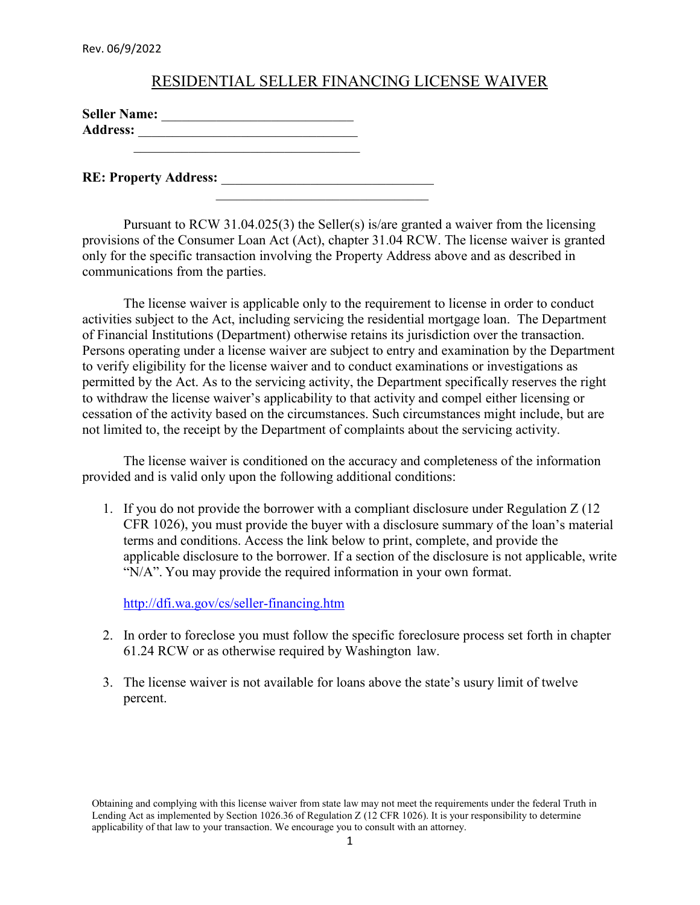Rev. 06/9/2022

# RESIDENTIAL SELLER FINANCING LICENSE WAIVER

**Seller Name:** ____________________________
**Address:** ________________________________
________________________________

**RE: Property Address:** ______________________________
______________________________

Pursuant to RCW 31.04.025(3) the Seller(s) is/are granted a waiver from the licensing provisions of the Consumer Loan Act (Act), chapter 31.04 RCW. The license waiver is granted only for the specific transaction involving the Property Address above and as described in communications from the parties.

The license waiver is applicable only to the requirement to license in order to conduct activities subject to the Act, including servicing the residential mortgage loan. The Department of Financial Institutions (Department) otherwise retains its jurisdiction over the transaction. Persons operating under a license waiver are subject to entry and examination by the Department to verify eligibility for the license waiver and to conduct examinations or investigations as permitted by the Act. As to the servicing activity, the Department specifically reserves the right to withdraw the license waiver's applicability to that activity and compel either licensing or cessation of the activity based on the circumstances. Such circumstances might include, but are not limited to, the receipt by the Department of complaints about the servicing activity.

The license waiver is conditioned on the accuracy and completeness of the information provided and is valid only upon the following additional conditions:

1. If you do not provide the borrower with a compliant disclosure under Regulation Z (12 CFR 1026), you must provide the buyer with a disclosure summary of the loan's material terms and conditions. Access the link below to print, complete, and provide the applicable disclosure to the borrower. If a section of the disclosure is not applicable, write "N/A". You may provide the required information in your own format.

   http://dfi.wa.gov/cs/seller-financing.htm

2. In order to foreclose you must follow the specific foreclosure process set forth in chapter 61.24 RCW or as otherwise required by Washington law.

3. The license waiver is not available for loans above the state's usury limit of twelve percent.

Obtaining and complying with this license waiver from state law may not meet the requirements under the federal Truth in Lending Act as implemented by Section 1026.36 of Regulation Z (12 CFR 1026). It is your responsibility to determine applicability of that law to your transaction. We encourage you to consult with an attorney.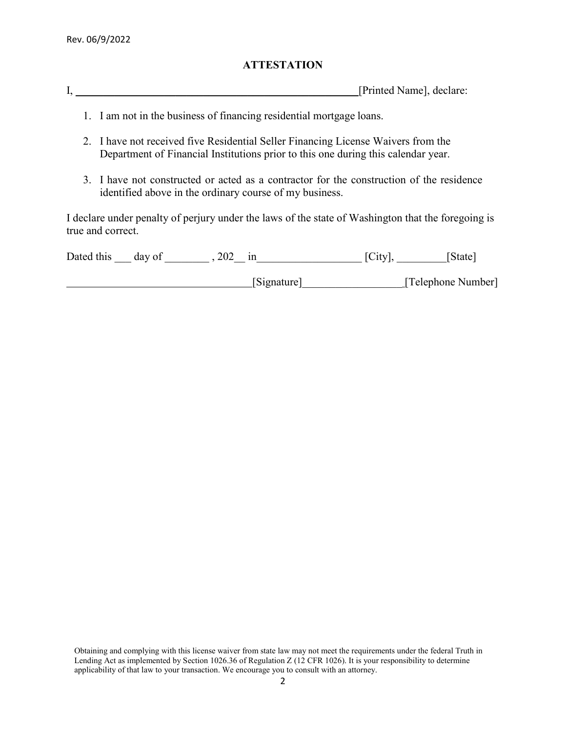Rev. 06/9/2022

## ATTESTATION

I, \_\_\_\_\_\_\_\_\_\_\_\_\_\_\_\_\_\_\_\_\_\_\_\_\_\_\_\_\_\_\_\_\_\_\_\_\_\_\_\_\_\_\_\_\_\_\_\_\_[Printed Name], declare:

1. I am not in the business of financing residential mortgage loans.
2. I have not received five Residential Seller Financing License Waivers from the Department of Financial Institutions prior to this one during this calendar year.
3. I have not constructed or acted as a contractor for the construction of the residence identified above in the ordinary course of my business.

I declare under penalty of perjury under the laws of the state of Washington that the foregoing is true and correct.

Dated this \_\_\_ day of \_\_\_\_\_\_\_\_ , 202\_\_ in\_\_\_\_\_\_\_\_\_\_\_\_\_\_\_\_\_\_ [City], \_\_\_\_\_\_\_\_\_[State]

\_\_\_\_\_\_\_\_\_\_\_\_\_\_\_\_\_\_\_\_\_\_\_\_\_\_\_\_\_\_\_\_\_[Signature]\_\_\_\_\_\_\_\_\_\_\_\_\_\_\_\_\_\_[Telephone Number]

Obtaining and complying with this license waiver from state law may not meet the requirements under the federal Truth in Lending Act as implemented by Section 1026.36 of Regulation Z (12 CFR 1026). It is your responsibility to determine applicability of that law to your transaction. We encourage you to consult with an attorney.